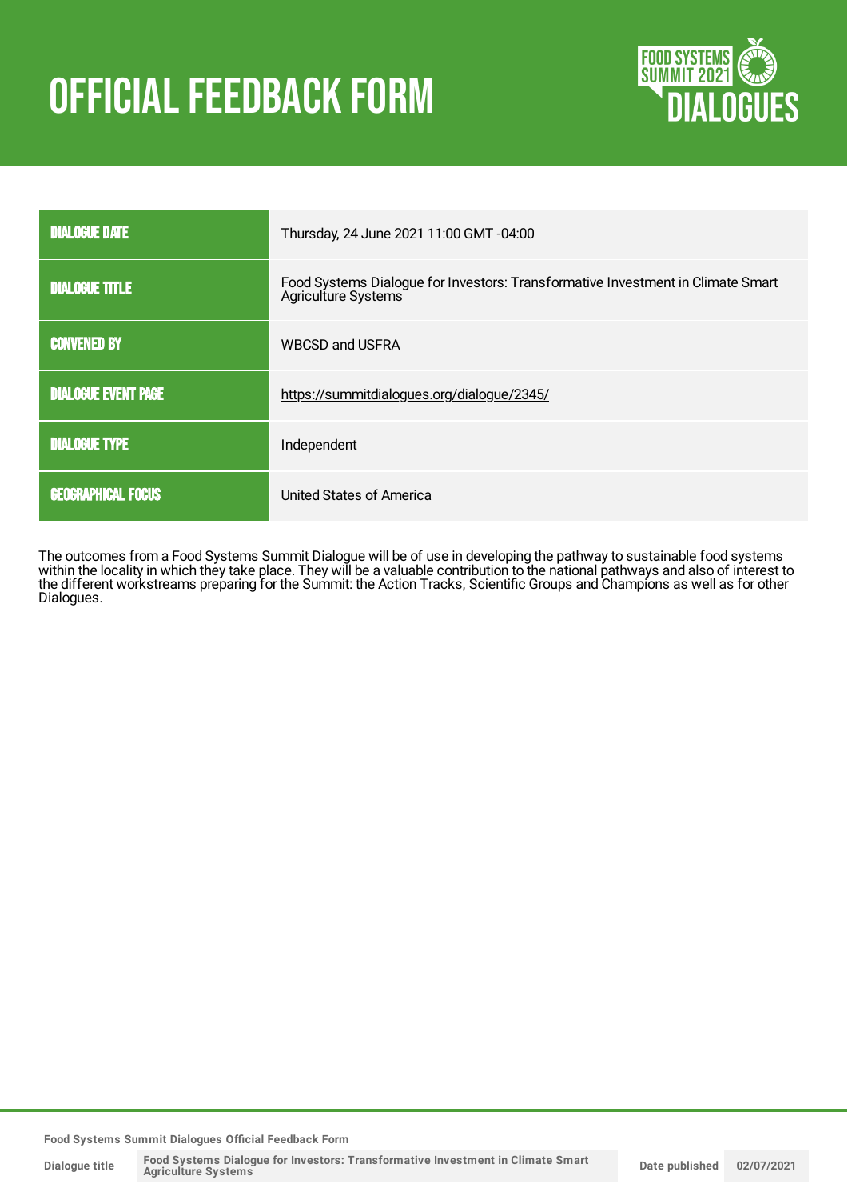# OFFICIAL FEEDBACK FORM

| | |
|---|---|
| DIALOGUE DATE | Thursday, 24 June 2021 11:00 GMT -04:00 |
| DIALOGUE TITLE | Food Systems Dialogue for Investors: Transformative Investment in Climate Smart Agriculture Systems |
| CONVENED BY | WBCSD and USFRA |
| DIALOGUE EVENT PAGE | https://summitdialogues.org/dialogue/2345/ |
| DIALOGUE TYPE | Independent |
| GEOGRAPHICAL FOCUS | United States of America |

The outcomes from a Food Systems Summit Dialogue will be of use in developing the pathway to sustainable food systems within the locality in which they take place. They will be a valuable contribution to the national pathways and also of interest to the different workstreams preparing for the Summit: the Action Tracks, Scientific Groups and Champions as well as for other Dialogues.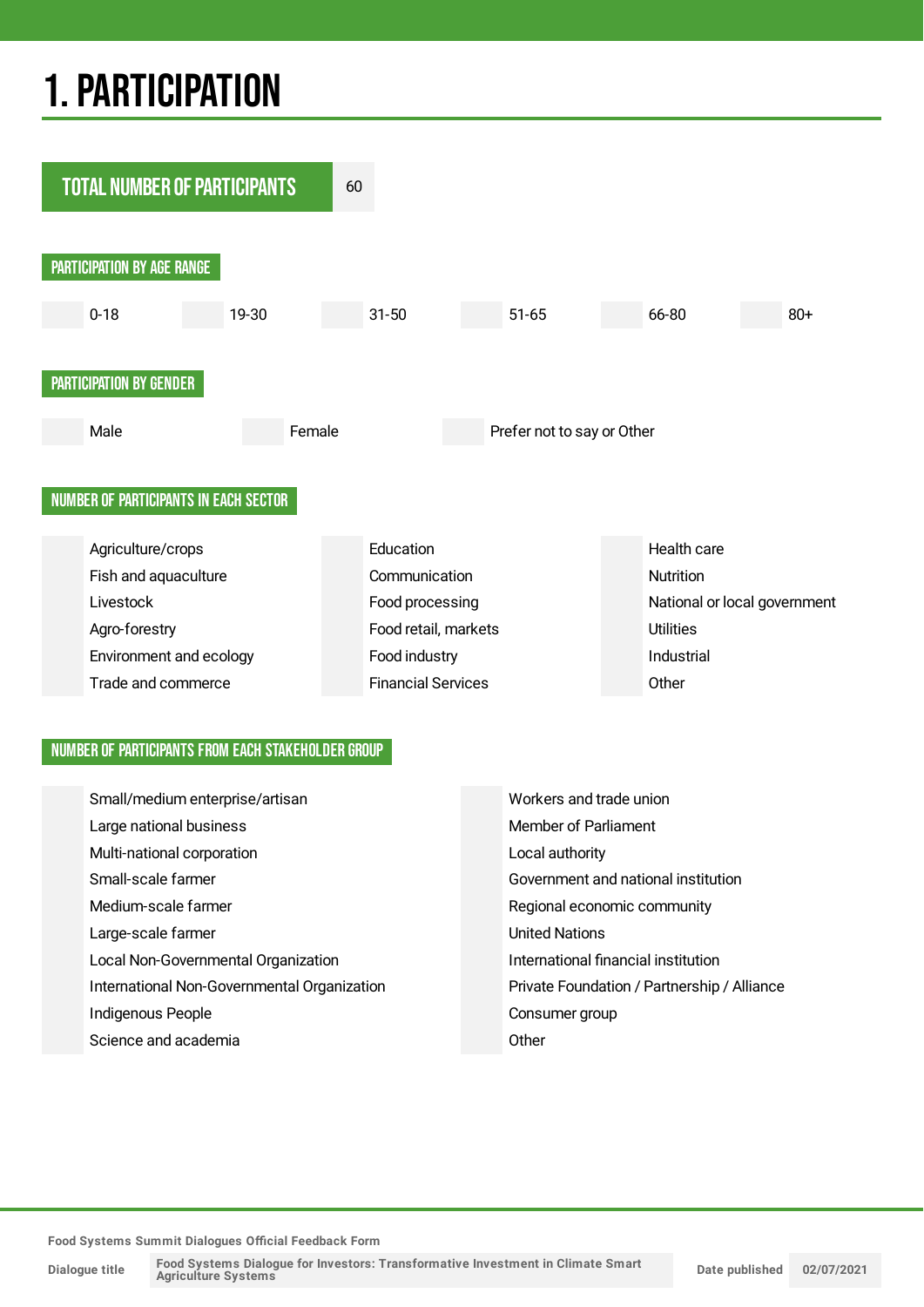# 1. PARTICIPATION

| TOTAL NUMBER OF PARTICIPANTS | 60 |
|---|---|

## PARTICIPATION BY AGE RANGE

| | 0-18 | | 19-30 | | 31-50 | | 51-65 | | 66-80 | | 80+ |
|---|---|---|---|---|---|---|---|---|---|---|---|

## PARTICIPATION BY GENDER

| | Male | | Female | | Prefer not to say or Other |
|---|---|---|---|---|---|

## NUMBER OF PARTICIPANTS IN EACH SECTOR

| | | | | | |
|---|---|---|---|---|---|
| | Agriculture/crops | | Education | | Health care |
| | Fish and aquaculture | | Communication | | Nutrition |
| | Livestock | | Food processing | | National or local government |
| | Agro-forestry | | Food retail, markets | | Utilities |
| | Environment and ecology | | Food industry | | Industrial |
| | Trade and commerce | | Financial Services | | Other |

## NUMBER OF PARTICIPANTS FROM EACH STAKEHOLDER GROUP

| | | | |
|---|---|---|---|
| | Small/medium enterprise/artisan | | Workers and trade union |
| | Large national business | | Member of Parliament |
| | Multi-national corporation | | Local authority |
| | Small-scale farmer | | Government and national institution |
| | Medium-scale farmer | | Regional economic community |
| | Large-scale farmer | | United Nations |
| | Local Non-Governmental Organization | | International financial institution |
| | International Non-Governmental Organization | | Private Foundation / Partnership / Alliance |
| | Indigenous People | | Consumer group |
| | Science and academia | | Other |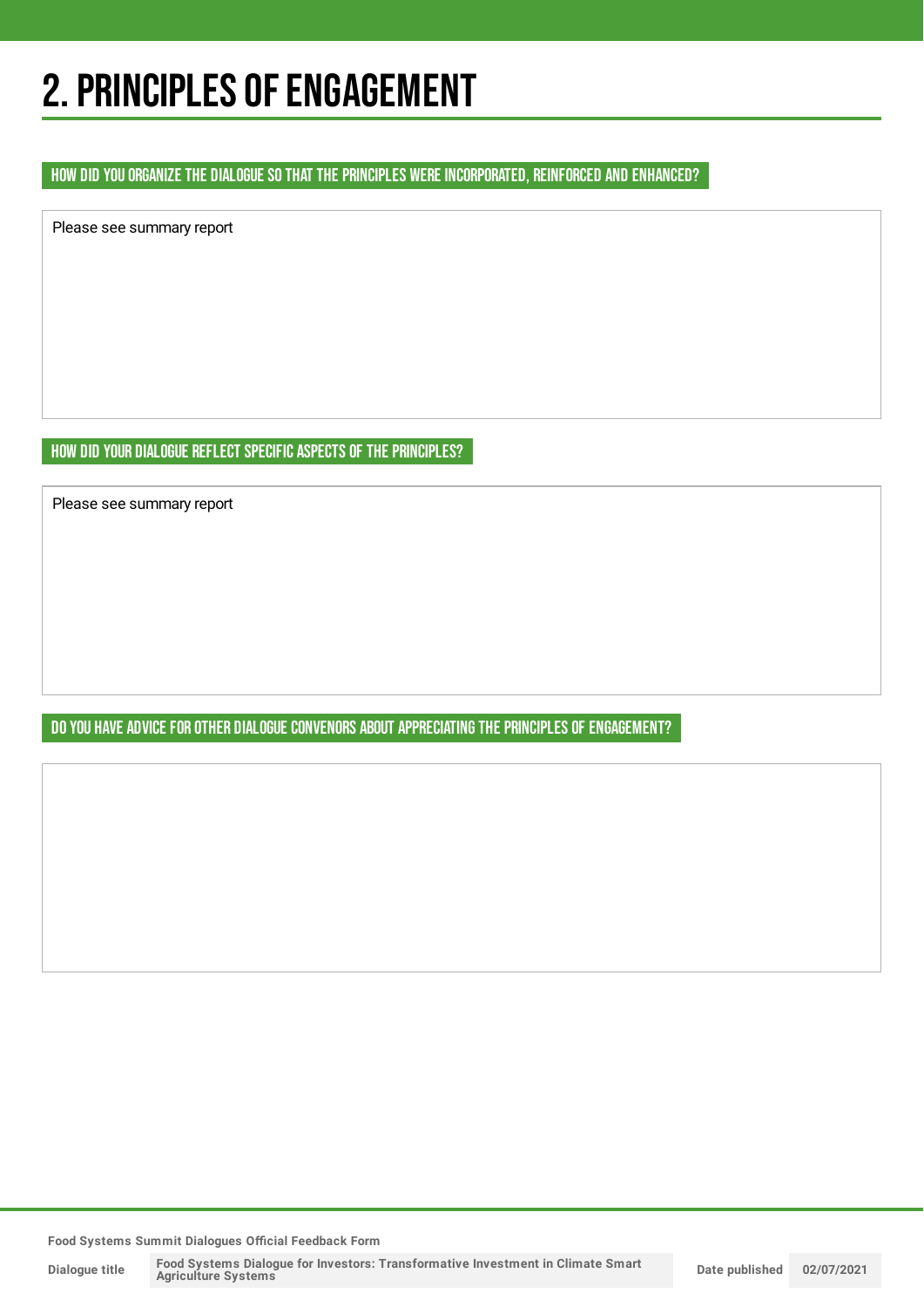# 2. PRINCIPLES OF ENGAGEMENT

### HOW DID YOU ORGANIZE THE DIALOGUE SO THAT THE PRINCIPLES WERE INCORPORATED, REINFORCED AND ENHANCED?

Please see summary report

### HOW DID YOUR DIALOGUE REFLECT SPECIFIC ASPECTS OF THE PRINCIPLES?

Please see summary report

### DO YOU HAVE ADVICE FOR OTHER DIALOGUE CONVENORS ABOUT APPRECIATING THE PRINCIPLES OF ENGAGEMENT?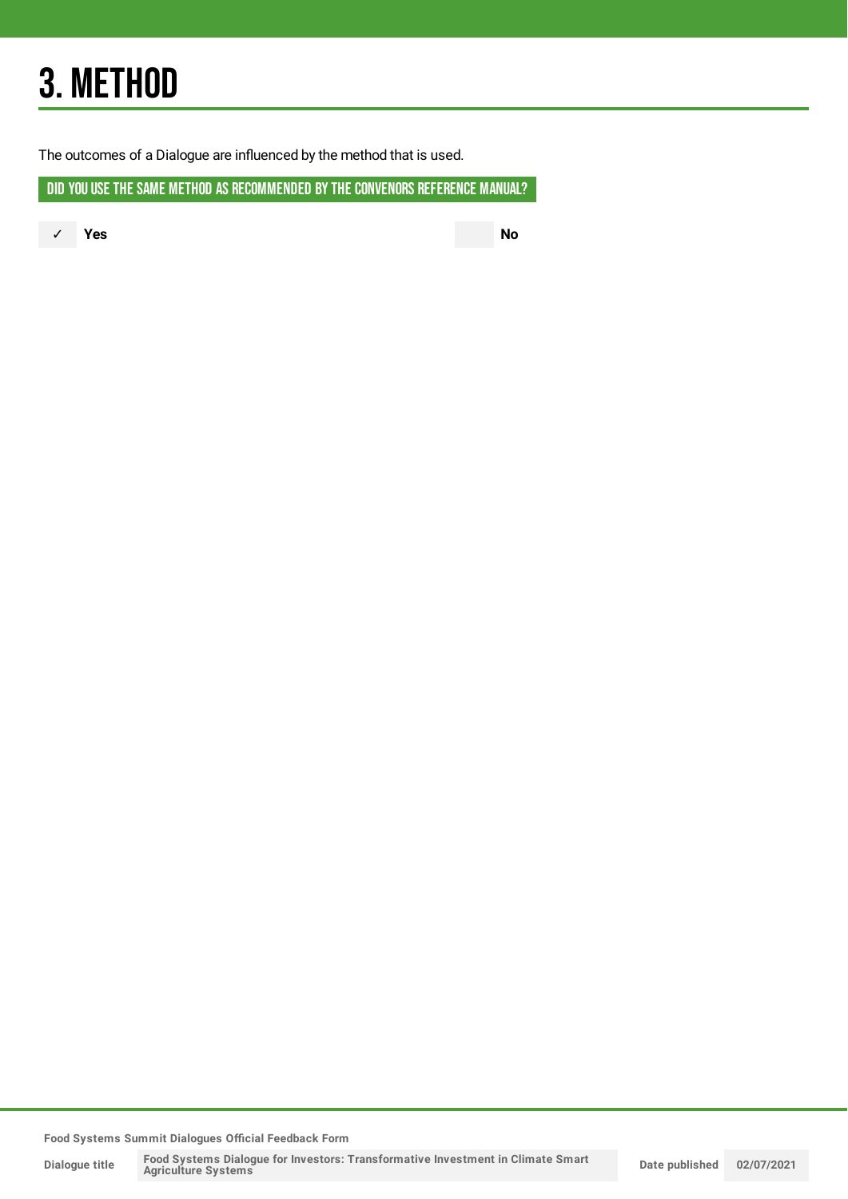# 3. METHOD

The outcomes of a Dialogue are influenced by the method that is used.

**DID YOU USE THE SAME METHOD AS RECOMMENDED BY THE CONVENORS REFERENCE MANUAL?**

✓ **Yes**

**No**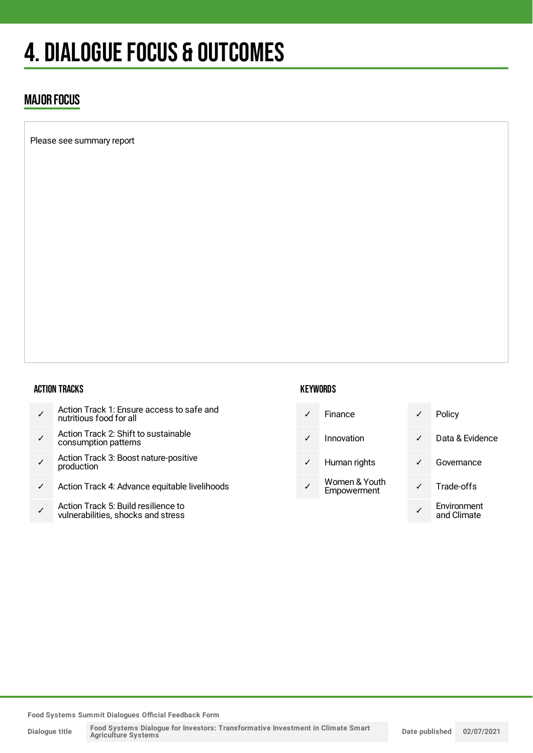# 4. DIALOGUE FOCUS & OUTCOMES

## MAJOR FOCUS

Please see summary report

### ACTION TRACKS

| | |
|---|---|
| ✓ | Action Track 1: Ensure access to safe and nutritious food for all |
| ✓ | Action Track 2: Shift to sustainable consumption patterns |
| ✓ | Action Track 3: Boost nature-positive production |
| ✓ | Action Track 4: Advance equitable livelihoods |
| ✓ | Action Track 5: Build resilience to vulnerabilities, shocks and stress |

### KEYWORDS

| | | | |
|---|---|---|---|
| ✓ | Finance | ✓ | Policy |
| ✓ | Innovation | ✓ | Data & Evidence |
| ✓ | Human rights | ✓ | Governance |
| ✓ | Women & Youth Empowerment | ✓ | Trade-offs |
| | | ✓ | Environment and Climate |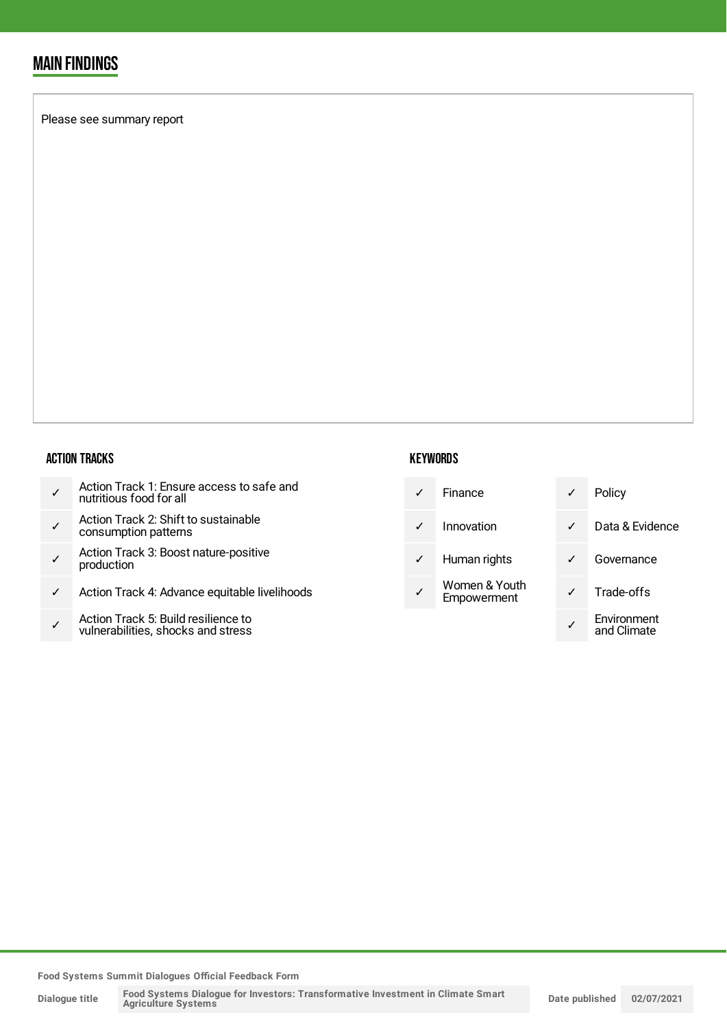## MAIN FINDINGS

Please see summary report

### ACTION TRACKS

- ✓ Action Track 1: Ensure access to safe and nutritious food for all
- ✓ Action Track 2: Shift to sustainable consumption patterns
- ✓ Action Track 3: Boost nature-positive production
- ✓ Action Track 4: Advance equitable livelihoods
- ✓ Action Track 5: Build resilience to vulnerabilities, shocks and stress

### KEYWORDS

- ✓ Finance
- ✓ Innovation
- ✓ Human rights
- ✓ Women & Youth Empowerment
- ✓ Policy
- ✓ Data & Evidence
- ✓ Governance
- ✓ Trade-offs
- ✓ Environment and Climate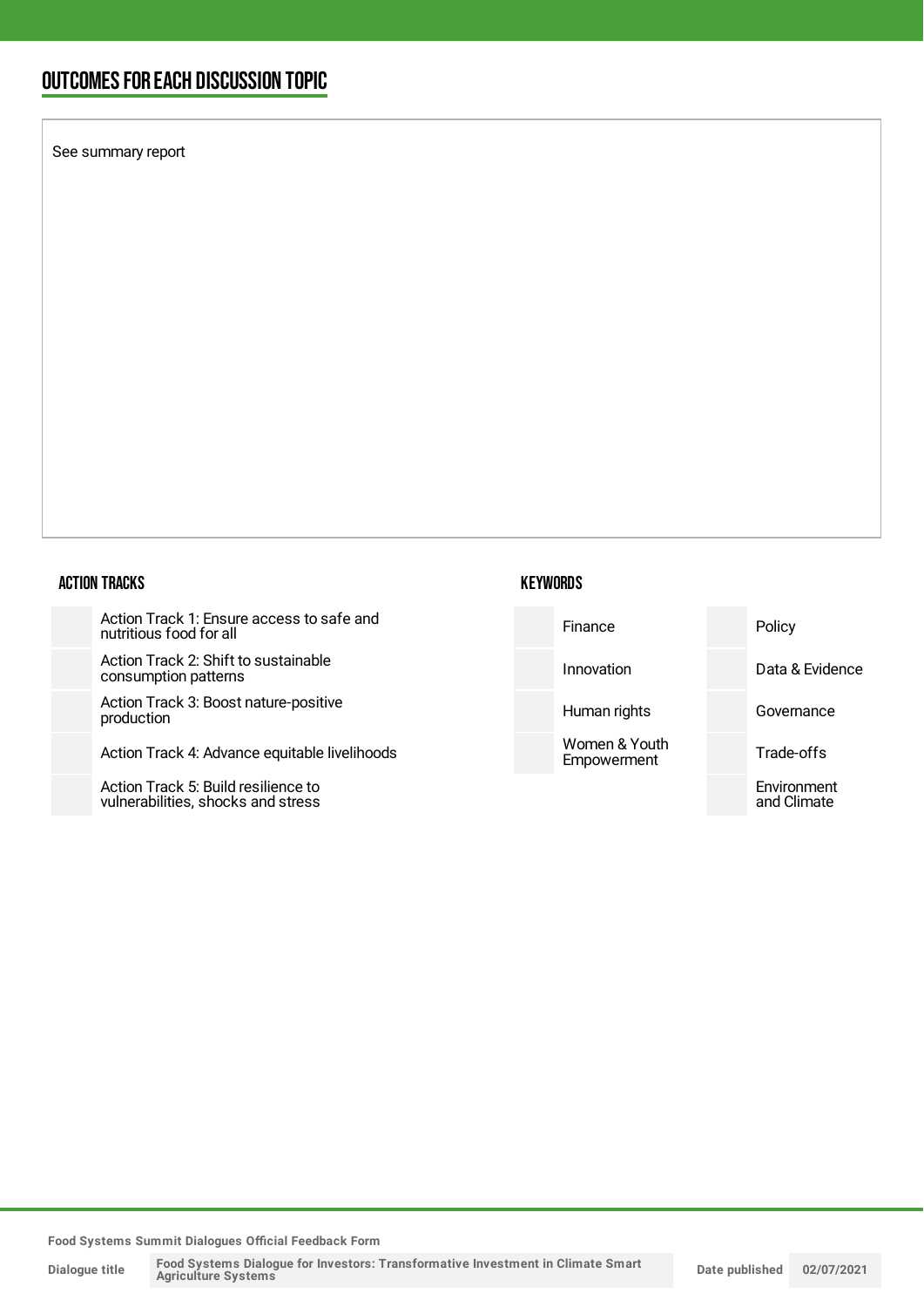## OUTCOMES FOR EACH DISCUSSION TOPIC

See summary report

### ACTION TRACKS

| | |
|---|---|
| | Action Track 1: Ensure access to safe and nutritious food for all |
| | Action Track 2: Shift to sustainable consumption patterns |
| | Action Track 3: Boost nature-positive production |
| | Action Track 4: Advance equitable livelihoods |
| | Action Track 5: Build resilience to vulnerabilities, shocks and stress |

### KEYWORDS

| | | | |
|---|---|---|---|
| | Finance | | Policy |
| | Innovation | | Data & Evidence |
| | Human rights | | Governance |
| | Women & Youth Empowerment | | Trade-offs |
| | | | Environment and Climate |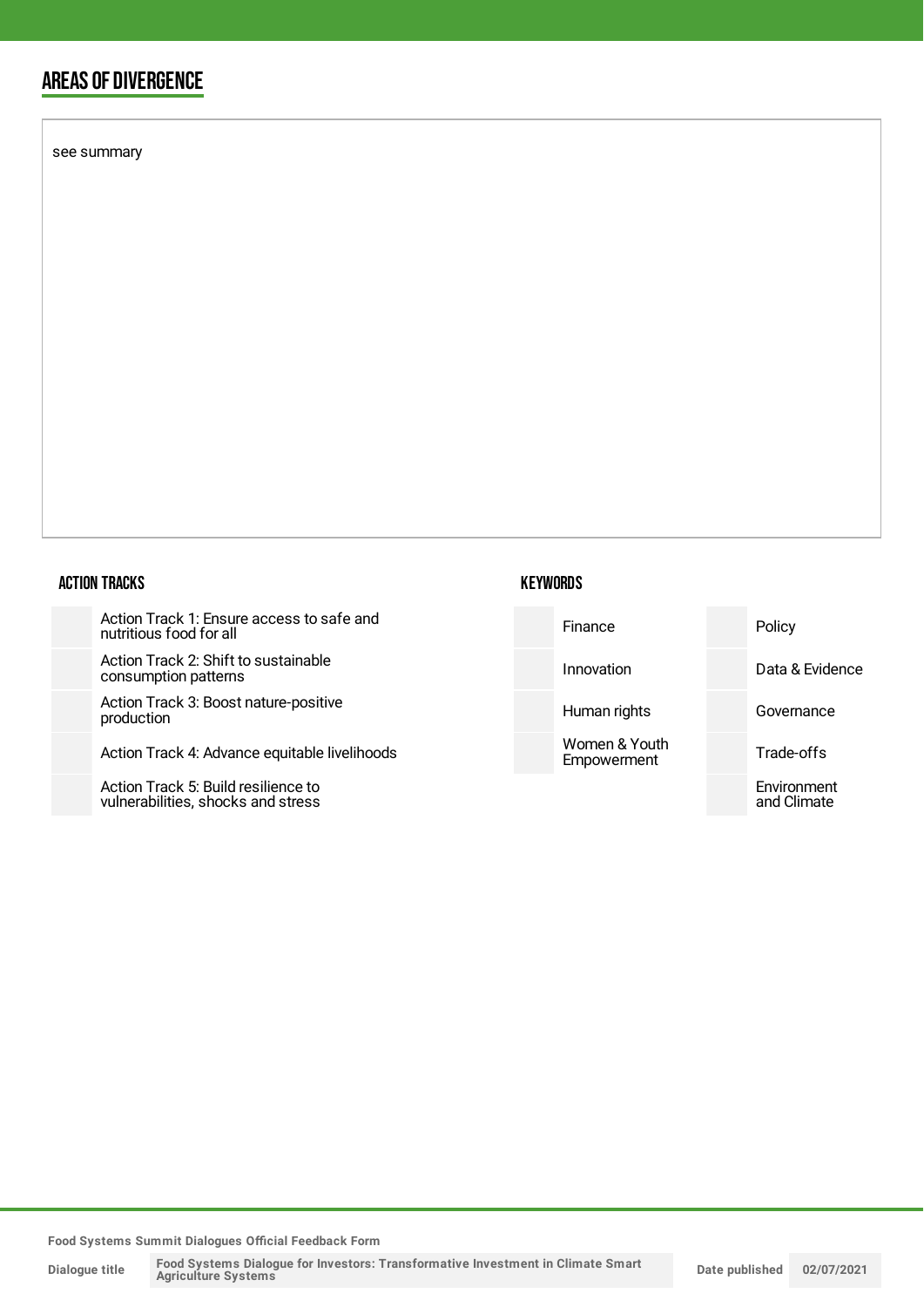## AREAS OF DIVERGENCE

see summary

### ACTION TRACKS

| | |
|---|---|
| | Action Track 1: Ensure access to safe and nutritious food for all |
| | Action Track 2: Shift to sustainable consumption patterns |
| | Action Track 3: Boost nature-positive production |
| | Action Track 4: Advance equitable livelihoods |
| | Action Track 5: Build resilience to vulnerabilities, shocks and stress |

### KEYWORDS

| | | | |
|---|---|---|---|
| | Finance | | Policy |
| | Innovation | | Data & Evidence |
| | Human rights | | Governance |
| | Women & Youth Empowerment | | Trade-offs |
| | | | Environment and Climate |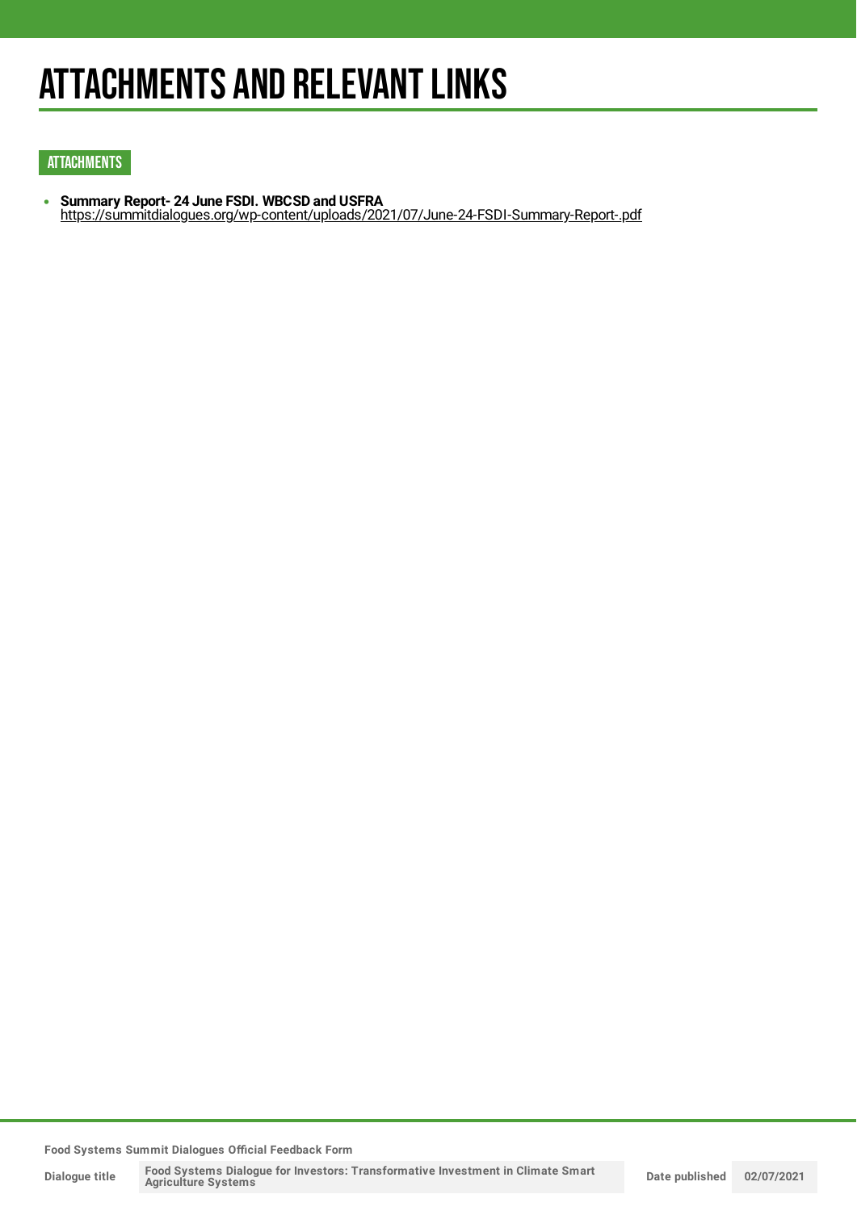# ATTACHMENTS AND RELEVANT LINKS

## ATTACHMENTS

- **Summary Report- 24 June FSDI. WBCSD and USFRA**
  https://summitdialogues.org/wp-content/uploads/2021/07/June-24-FSDI-Summary-Report-.pdf